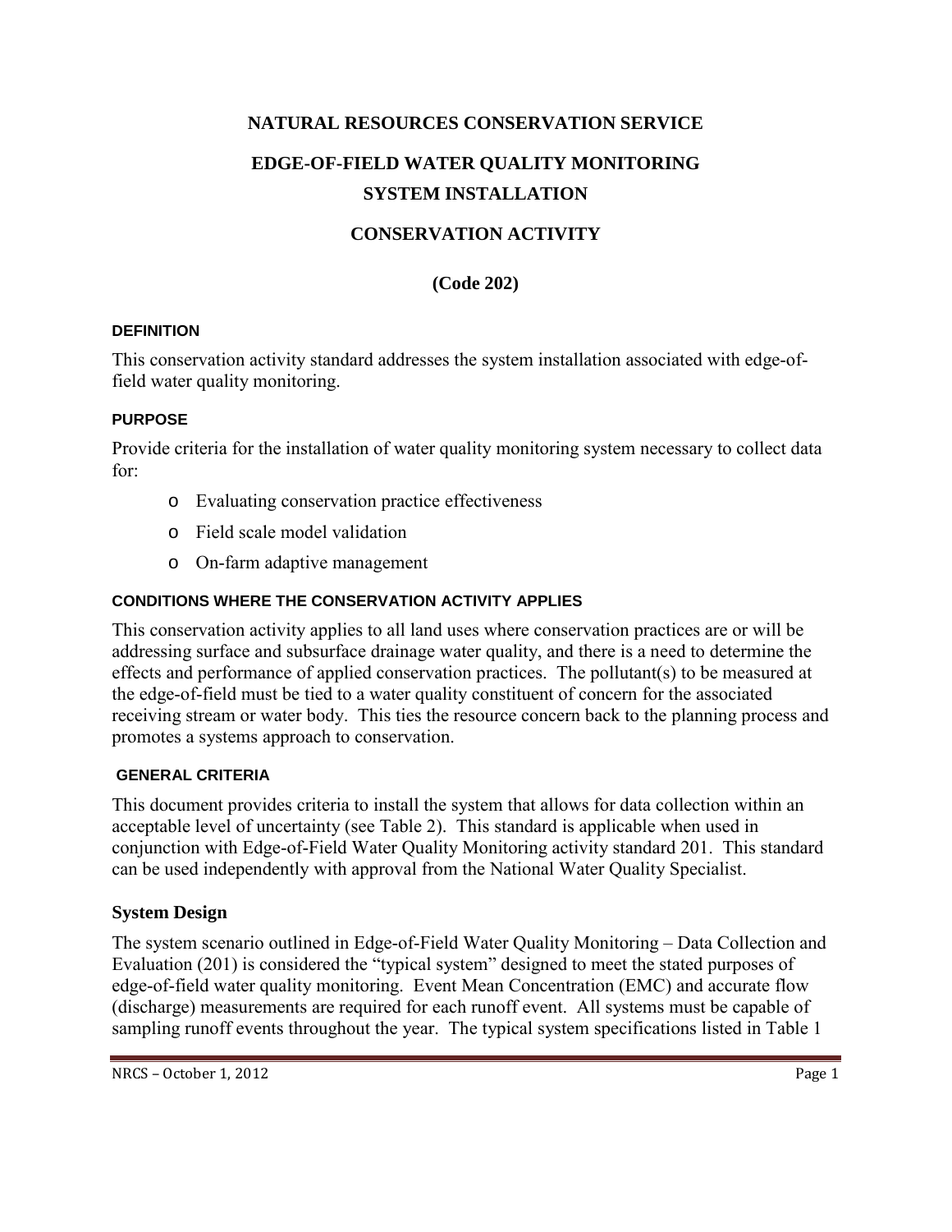# NATURAL RESOURCES CONSERVATION SERVICE

# EDGE-OF-FIELD WATER QUALITY MONITORING SYSTEM INSTALLATION

# CONSERVATION ACTIVITY

## (Code 202)

### DEFINITION

This conservation activity standard addresses the system installation associated with edge-of-field water quality monitoring.

### PURPOSE

Provide criteria for the installation of water quality monitoring system necessary to collect data for:

- Evaluating conservation practice effectiveness
- Field scale model validation
- On-farm adaptive management

### CONDITIONS WHERE THE CONSERVATION ACTIVITY APPLIES

This conservation activity applies to all land uses where conservation practices are or will be addressing surface and subsurface drainage water quality, and there is a need to determine the effects and performance of applied conservation practices. The pollutant(s) to be measured at the edge-of-field must be tied to a water quality constituent of concern for the associated receiving stream or water body. This ties the resource concern back to the planning process and promotes a systems approach to conservation.

### GENERAL CRITERIA

This document provides criteria to install the system that allows for data collection within an acceptable level of uncertainty (see Table 2). This standard is applicable when used in conjunction with Edge-of-Field Water Quality Monitoring activity standard 201. This standard can be used independently with approval from the National Water Quality Specialist.

### System Design

The system scenario outlined in Edge-of-Field Water Quality Monitoring – Data Collection and Evaluation (201) is considered the "typical system" designed to meet the stated purposes of edge-of-field water quality monitoring. Event Mean Concentration (EMC) and accurate flow (discharge) measurements are required for each runoff event. All systems must be capable of sampling runoff events throughout the year. The typical system specifications listed in Table 1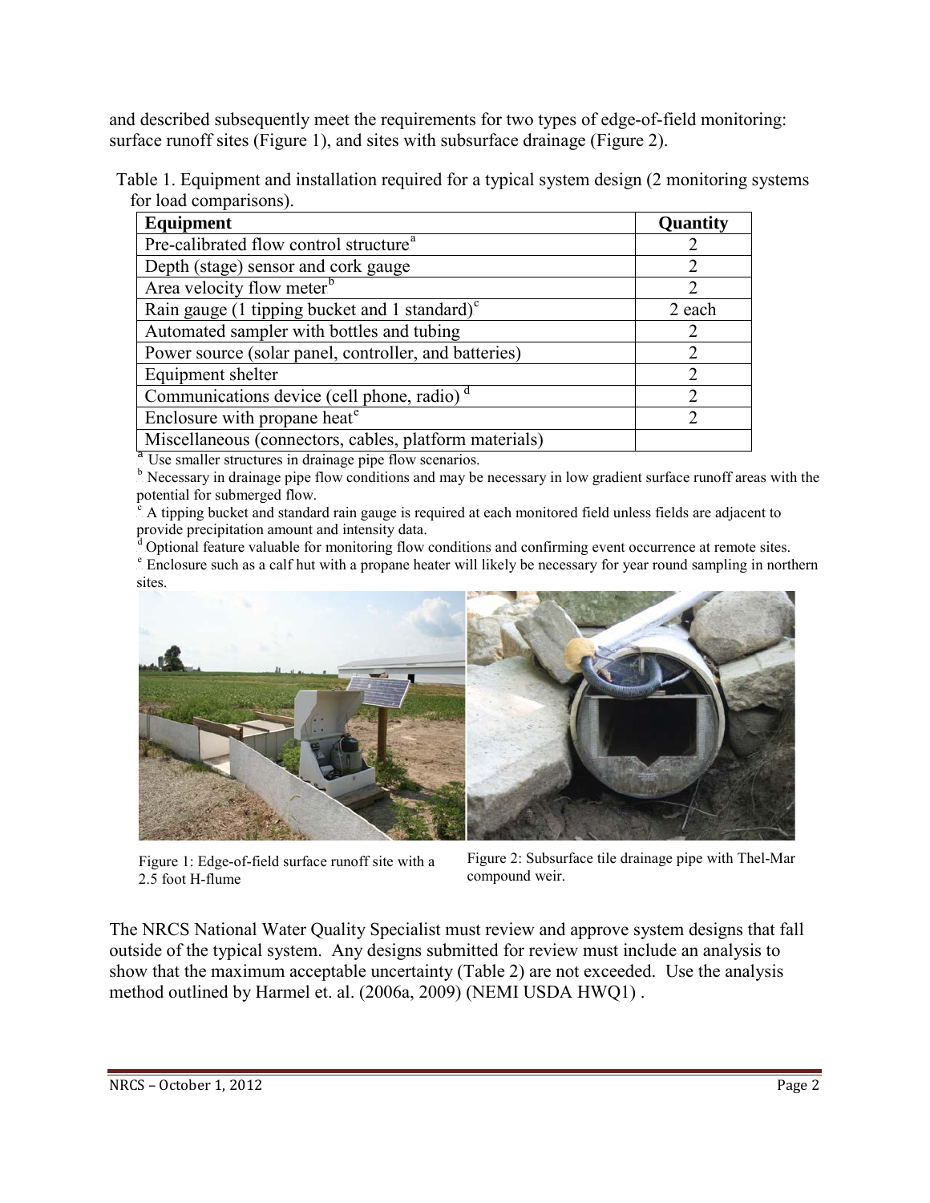and described subsequently meet the requirements for two types of edge-of-field monitoring: surface runoff sites (Figure 1), and sites with subsurface drainage (Figure 2).

Table 1. Equipment and installation required for a typical system design (2 monitoring systems for load comparisons).

| Equipment | Quantity |
|---|---|
| Pre-calibrated flow control structure[a] | 2 |
| Depth (stage) sensor and cork gauge | 2 |
| Area velocity flow meter[b] | 2 |
| Rain gauge (1 tipping bucket and 1 standard)[c] | 2 each |
| Automated sampler with bottles and tubing | 2 |
| Power source (solar panel, controller, and batteries) | 2 |
| Equipment shelter | 2 |
| Communications device (cell phone, radio) [d] | 2 |
| Enclosure with propane heat[e] | 2 |
| Miscellaneous (connectors, cables, platform materials) | |

[a] Use smaller structures in drainage pipe flow scenarios.
[b] Necessary in drainage pipe flow conditions and may be necessary in low gradient surface runoff areas with the potential for submerged flow.
[c] A tipping bucket and standard rain gauge is required at each monitored field unless fields are adjacent to provide precipitation amount and intensity data.
[d] Optional feature valuable for monitoring flow conditions and confirming event occurrence at remote sites.
[e] Enclosure such as a calf hut with a propane heater will likely be necessary for year round sampling in northern sites.

Figure 1: Edge-of-field surface runoff site with a 2.5 foot H-flume

Figure 2: Subsurface tile drainage pipe with Thel-Mar compound weir.

The NRCS National Water Quality Specialist must review and approve system designs that fall outside of the typical system. Any designs submitted for review must include an analysis to show that the maximum acceptable uncertainty (Table 2) are not exceeded. Use the analysis method outlined by Harmel et. al. (2006a, 2009) (NEMI USDA HWQ1) .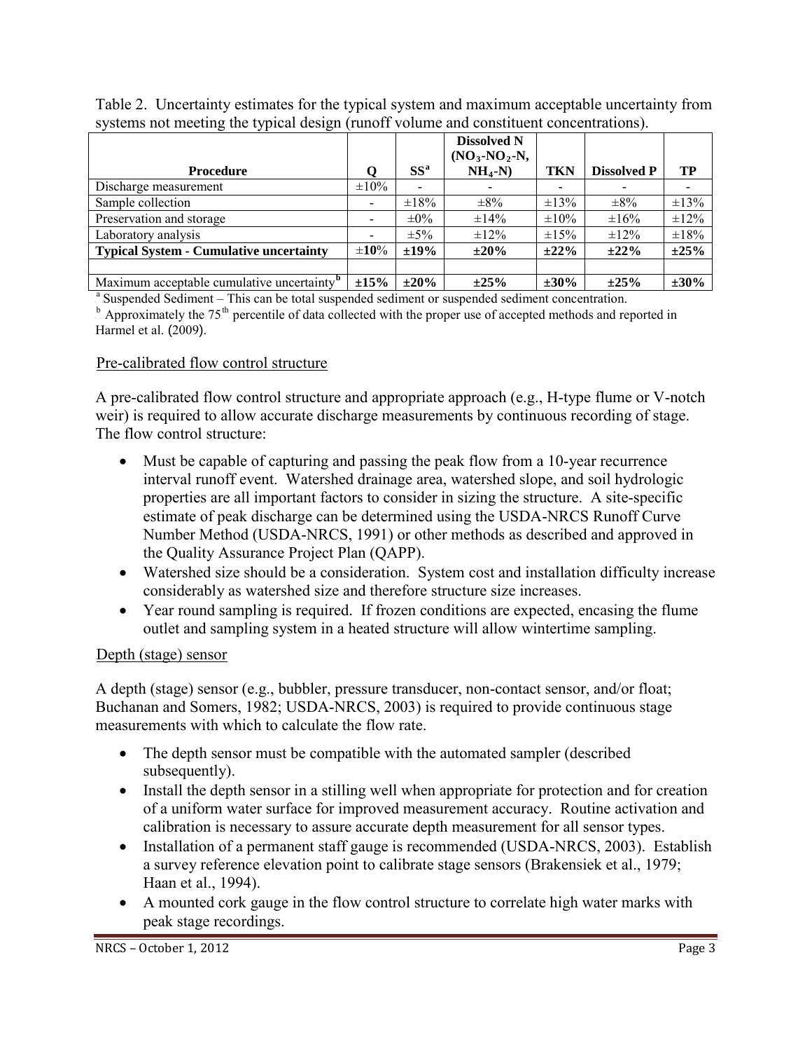Table 2. Uncertainty estimates for the typical system and maximum acceptable uncertainty from systems not meeting the typical design (runoff volume and constituent concentrations).

| Procedure | Q | SS[a] | Dissolved N ($NO_3$-$NO_2$-N, $NH_4$-N) | TKN | Dissolved P | TP |
|---|---|---|---|---|---|---|
| Discharge measurement | ±10% | - | - | - | - | - |
| Sample collection | - | ±18% | ±8% | ±13% | ±8% | ±13% |
| Preservation and storage | - | ±0% | ±14% | ±10% | ±16% | ±12% |
| Laboratory analysis | - | ±5% | ±12% | ±15% | ±12% | ±18% |
| **Typical System - Cumulative uncertainty** | **±10%** | **±19%** | **±20%** | **±22%** | **±22%** | **±25%** |
| | | | | | | |
| Maximum acceptable cumulative uncertainty[b] | **±15%** | **±20%** | **±25%** | **±30%** | **±25%** | **±30%** |

[a] Suspended Sediment – This can be total suspended sediment or suspended sediment concentration.
[b] Approximately the 75th percentile of data collected with the proper use of accepted methods and reported in Harmel et al. (2009).

## Pre-calibrated flow control structure

A pre-calibrated flow control structure and appropriate approach (e.g., H-type flume or V-notch weir) is required to allow accurate discharge measurements by continuous recording of stage. The flow control structure:

- Must be capable of capturing and passing the peak flow from a 10-year recurrence interval runoff event. Watershed drainage area, watershed slope, and soil hydrologic properties are all important factors to consider in sizing the structure. A site-specific estimate of peak discharge can be determined using the USDA-NRCS Runoff Curve Number Method (USDA-NRCS, 1991) or other methods as described and approved in the Quality Assurance Project Plan (QAPP).
- Watershed size should be a consideration. System cost and installation difficulty increase considerably as watershed size and therefore structure size increases.
- Year round sampling is required. If frozen conditions are expected, encasing the flume outlet and sampling system in a heated structure will allow wintertime sampling.

## Depth (stage) sensor

A depth (stage) sensor (e.g., bubbler, pressure transducer, non-contact sensor, and/or float; Buchanan and Somers, 1982; USDA-NRCS, 2003) is required to provide continuous stage measurements with which to calculate the flow rate.

- The depth sensor must be compatible with the automated sampler (described subsequently).
- Install the depth sensor in a stilling well when appropriate for protection and for creation of a uniform water surface for improved measurement accuracy. Routine activation and calibration is necessary to assure accurate depth measurement for all sensor types.
- Installation of a permanent staff gauge is recommended (USDA-NRCS, 2003). Establish a survey reference elevation point to calibrate stage sensors (Brakensiek et al., 1979; Haan et al., 1994).
- A mounted cork gauge in the flow control structure to correlate high water marks with peak stage recordings.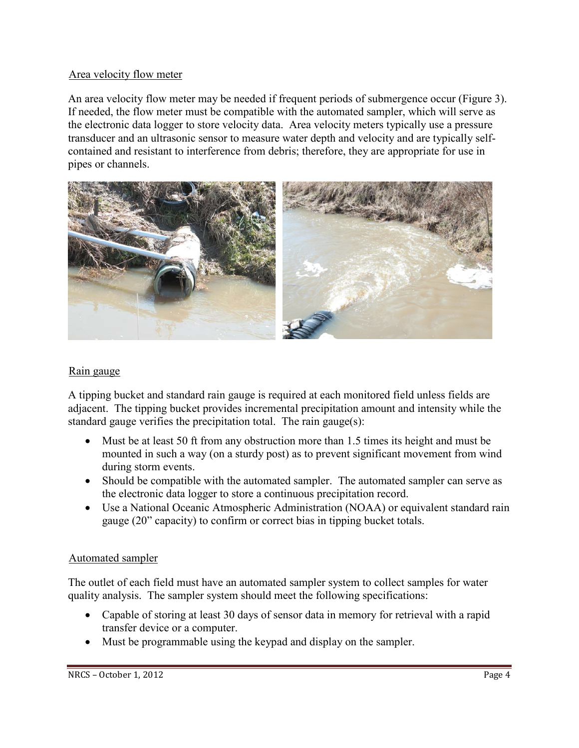Area velocity flow meter

An area velocity flow meter may be needed if frequent periods of submergence occur (Figure 3). If needed, the flow meter must be compatible with the automated sampler, which will serve as the electronic data logger to store velocity data. Area velocity meters typically use a pressure transducer and an ultrasonic sensor to measure water depth and velocity and are typically self-contained and resistant to interference from debris; therefore, they are appropriate for use in pipes or channels.

Rain gauge

A tipping bucket and standard rain gauge is required at each monitored field unless fields are adjacent. The tipping bucket provides incremental precipitation amount and intensity while the standard gauge verifies the precipitation total. The rain gauge(s):

- Must be at least 50 ft from any obstruction more than 1.5 times its height and must be mounted in such a way (on a sturdy post) as to prevent significant movement from wind during storm events.
- Should be compatible with the automated sampler. The automated sampler can serve as the electronic data logger to store a continuous precipitation record.
- Use a National Oceanic Atmospheric Administration (NOAA) or equivalent standard rain gauge (20" capacity) to confirm or correct bias in tipping bucket totals.

Automated sampler

The outlet of each field must have an automated sampler system to collect samples for water quality analysis. The sampler system should meet the following specifications:

- Capable of storing at least 30 days of sensor data in memory for retrieval with a rapid transfer device or a computer.
- Must be programmable using the keypad and display on the sampler.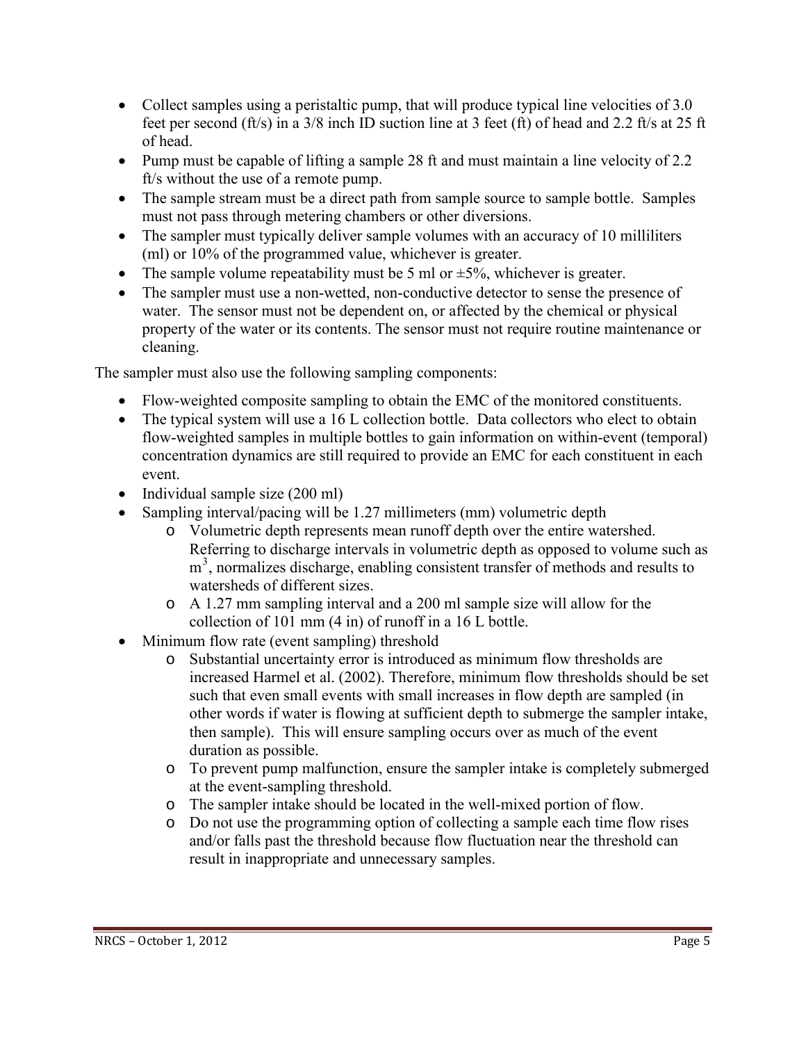- Collect samples using a peristaltic pump, that will produce typical line velocities of 3.0 feet per second (ft/s) in a 3/8 inch ID suction line at 3 feet (ft) of head and 2.2 ft/s at 25 ft of head.
- Pump must be capable of lifting a sample 28 ft and must maintain a line velocity of 2.2 ft/s without the use of a remote pump.
- The sample stream must be a direct path from sample source to sample bottle. Samples must not pass through metering chambers or other diversions.
- The sampler must typically deliver sample volumes with an accuracy of 10 milliliters (ml) or 10% of the programmed value, whichever is greater.
- The sample volume repeatability must be 5 ml or ±5%, whichever is greater.
- The sampler must use a non-wetted, non-conductive detector to sense the presence of water. The sensor must not be dependent on, or affected by the chemical or physical property of the water or its contents. The sensor must not require routine maintenance or cleaning.

The sampler must also use the following sampling components:

- Flow-weighted composite sampling to obtain the EMC of the monitored constituents.
- The typical system will use a 16 L collection bottle. Data collectors who elect to obtain flow-weighted samples in multiple bottles to gain information on within-event (temporal) concentration dynamics are still required to provide an EMC for each constituent in each event.
- Individual sample size (200 ml)
- Sampling interval/pacing will be 1.27 millimeters (mm) volumetric depth
  - Volumetric depth represents mean runoff depth over the entire watershed. Referring to discharge intervals in volumetric depth as opposed to volume such as $m^3$, normalizes discharge, enabling consistent transfer of methods and results to watersheds of different sizes.
  - A 1.27 mm sampling interval and a 200 ml sample size will allow for the collection of 101 mm (4 in) of runoff in a 16 L bottle.
- Minimum flow rate (event sampling) threshold
  - Substantial uncertainty error is introduced as minimum flow thresholds are increased Harmel et al. (2002). Therefore, minimum flow thresholds should be set such that even small events with small increases in flow depth are sampled (in other words if water is flowing at sufficient depth to submerge the sampler intake, then sample). This will ensure sampling occurs over as much of the event duration as possible.
  - To prevent pump malfunction, ensure the sampler intake is completely submerged at the event-sampling threshold.
  - The sampler intake should be located in the well-mixed portion of flow.
  - Do not use the programming option of collecting a sample each time flow rises and/or falls past the threshold because flow fluctuation near the threshold can result in inappropriate and unnecessary samples.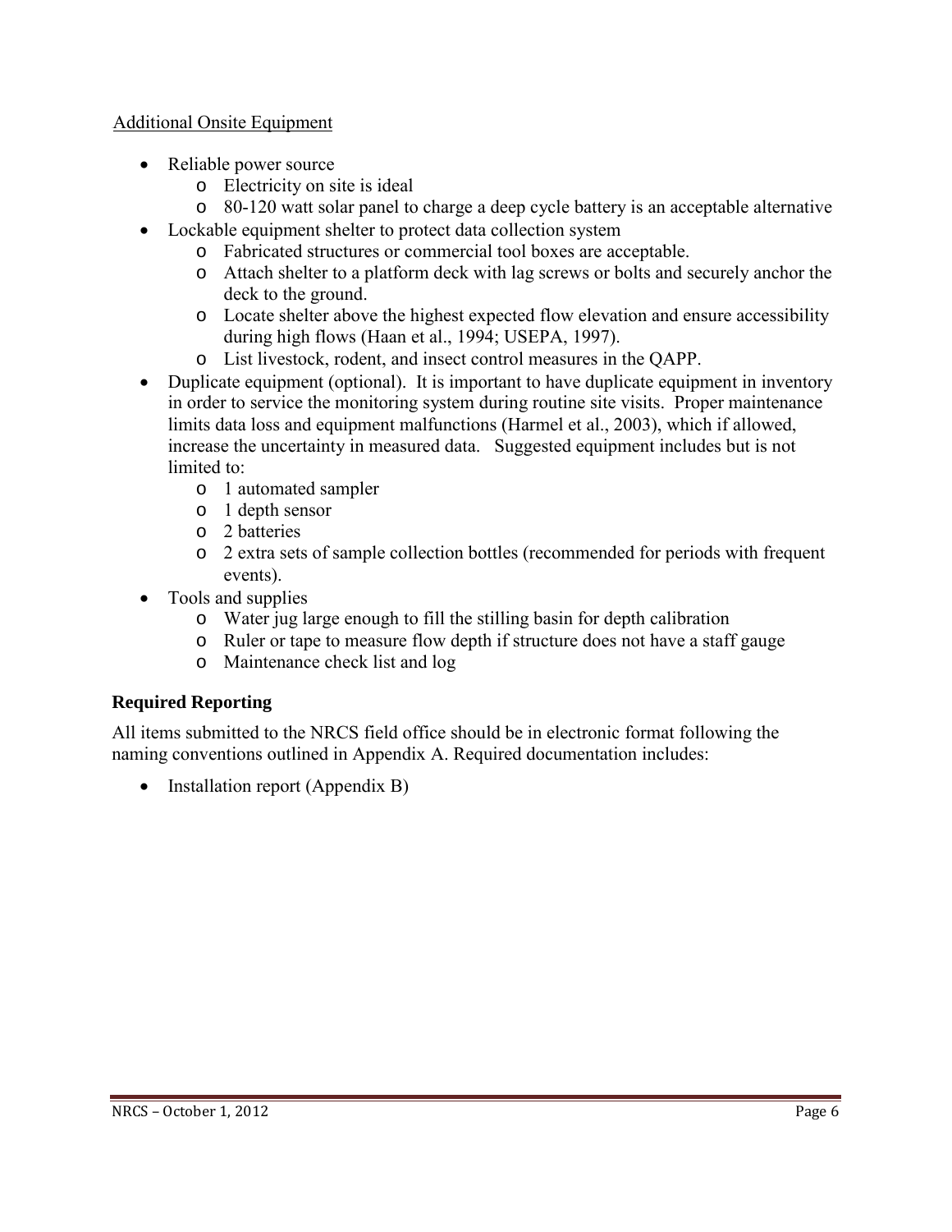Additional Onsite Equipment

- Reliable power source
  - Electricity on site is ideal
  - 80-120 watt solar panel to charge a deep cycle battery is an acceptable alternative
- Lockable equipment shelter to protect data collection system
  - Fabricated structures or commercial tool boxes are acceptable.
  - Attach shelter to a platform deck with lag screws or bolts and securely anchor the deck to the ground.
  - Locate shelter above the highest expected flow elevation and ensure accessibility during high flows (Haan et al., 1994; USEPA, 1997).
  - List livestock, rodent, and insect control measures in the QAPP.
- Duplicate equipment (optional). It is important to have duplicate equipment in inventory in order to service the monitoring system during routine site visits. Proper maintenance limits data loss and equipment malfunctions (Harmel et al., 2003), which if allowed, increase the uncertainty in measured data. Suggested equipment includes but is not limited to:
  - 1 automated sampler
  - 1 depth sensor
  - 2 batteries
  - 2 extra sets of sample collection bottles (recommended for periods with frequent events).
- Tools and supplies
  - Water jug large enough to fill the stilling basin for depth calibration
  - Ruler or tape to measure flow depth if structure does not have a staff gauge
  - Maintenance check list and log

## Required Reporting

All items submitted to the NRCS field office should be in electronic format following the naming conventions outlined in Appendix A. Required documentation includes:

- Installation report (Appendix B)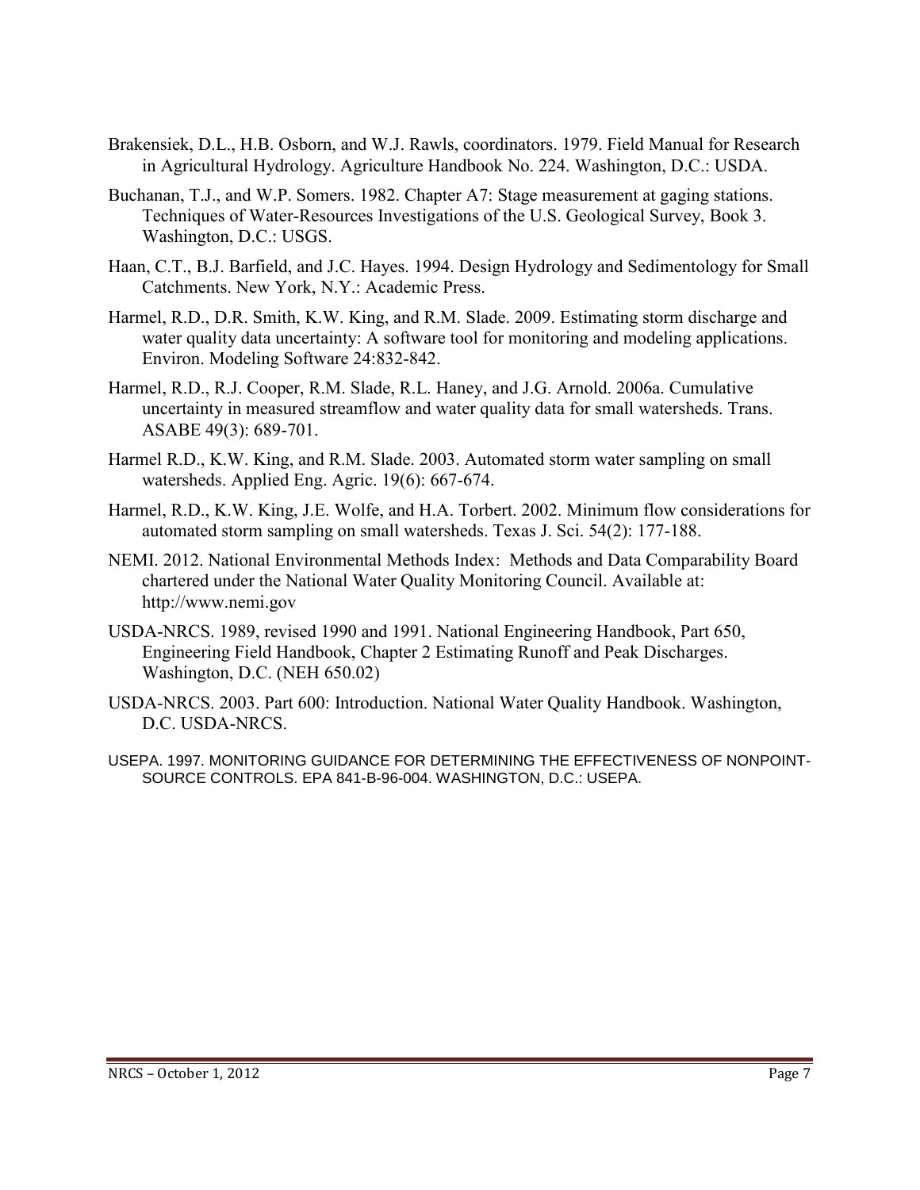Brakensiek, D.L., H.B. Osborn, and W.J. Rawls, coordinators. 1979. Field Manual for Research in Agricultural Hydrology. Agriculture Handbook No. 224. Washington, D.C.: USDA.

Buchanan, T.J., and W.P. Somers. 1982. Chapter A7: Stage measurement at gaging stations. Techniques of Water-Resources Investigations of the U.S. Geological Survey, Book 3. Washington, D.C.: USGS.

Haan, C.T., B.J. Barfield, and J.C. Hayes. 1994. Design Hydrology and Sedimentology for Small Catchments. New York, N.Y.: Academic Press.

Harmel, R.D., D.R. Smith, K.W. King, and R.M. Slade. 2009. Estimating storm discharge and water quality data uncertainty: A software tool for monitoring and modeling applications. Environ. Modeling Software 24:832-842.

Harmel, R.D., R.J. Cooper, R.M. Slade, R.L. Haney, and J.G. Arnold. 2006a. Cumulative uncertainty in measured streamflow and water quality data for small watersheds. Trans. ASABE 49(3): 689-701.

Harmel R.D., K.W. King, and R.M. Slade. 2003. Automated storm water sampling on small watersheds. Applied Eng. Agric. 19(6): 667-674.

Harmel, R.D., K.W. King, J.E. Wolfe, and H.A. Torbert. 2002. Minimum flow considerations for automated storm sampling on small watersheds. Texas J. Sci. 54(2): 177-188.

NEMI. 2012. National Environmental Methods Index: Methods and Data Comparability Board chartered under the National Water Quality Monitoring Council. Available at: http://www.nemi.gov

USDA-NRCS. 1989, revised 1990 and 1991. National Engineering Handbook, Part 650, Engineering Field Handbook, Chapter 2 Estimating Runoff and Peak Discharges. Washington, D.C. (NEH 650.02)

USDA-NRCS. 2003. Part 600: Introduction. National Water Quality Handbook. Washington, D.C. USDA-NRCS.

USEPA. 1997. MONITORING GUIDANCE FOR DETERMINING THE EFFECTIVENESS OF NONPOINT-SOURCE CONTROLS. EPA 841-B-96-004. WASHINGTON, D.C.: USEPA.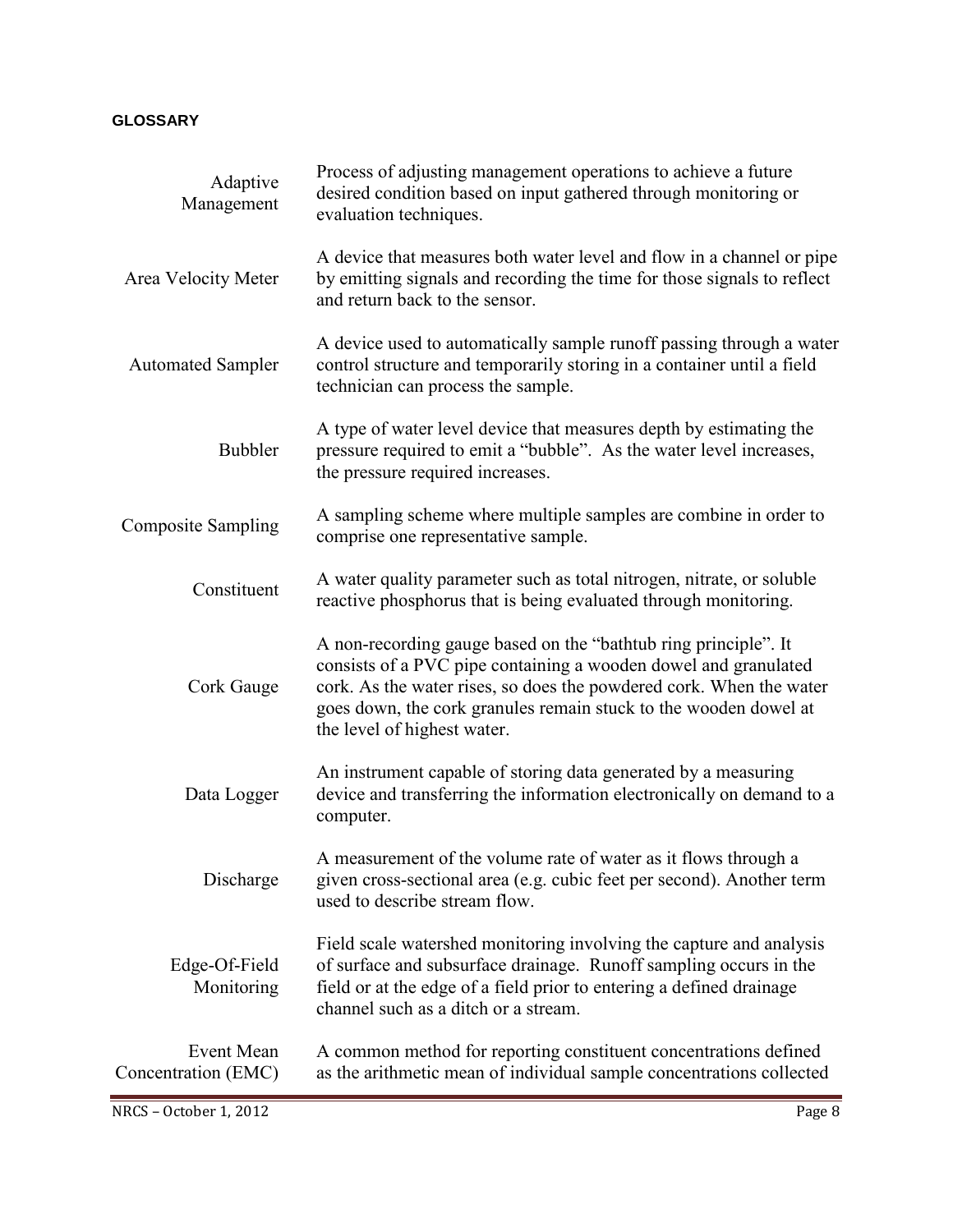## GLOSSARY

**Adaptive Management** — Process of adjusting management operations to achieve a future desired condition based on input gathered through monitoring or evaluation techniques.

**Area Velocity Meter** — A device that measures both water level and flow in a channel or pipe by emitting signals and recording the time for those signals to reflect and return back to the sensor.

**Automated Sampler** — A device used to automatically sample runoff passing through a water control structure and temporarily storing in a container until a field technician can process the sample.

**Bubbler** — A type of water level device that measures depth by estimating the pressure required to emit a "bubble". As the water level increases, the pressure required increases.

**Composite Sampling** — A sampling scheme where multiple samples are combine in order to comprise one representative sample.

**Constituent** — A water quality parameter such as total nitrogen, nitrate, or soluble reactive phosphorus that is being evaluated through monitoring.

**Cork Gauge** — A non-recording gauge based on the "bathtub ring principle". It consists of a PVC pipe containing a wooden dowel and granulated cork. As the water rises, so does the powdered cork. When the water goes down, the cork granules remain stuck to the wooden dowel at the level of highest water.

**Data Logger** — An instrument capable of storing data generated by a measuring device and transferring the information electronically on demand to a computer.

**Discharge** — A measurement of the volume rate of water as it flows through a given cross-sectional area (e.g. cubic feet per second). Another term used to describe stream flow.

**Edge-Of-Field Monitoring** — Field scale watershed monitoring involving the capture and analysis of surface and subsurface drainage. Runoff sampling occurs in the field or at the edge of a field prior to entering a defined drainage channel such as a ditch or a stream.

**Event Mean Concentration (EMC)** — A common method for reporting constituent concentrations defined as the arithmetic mean of individual sample concentrations collected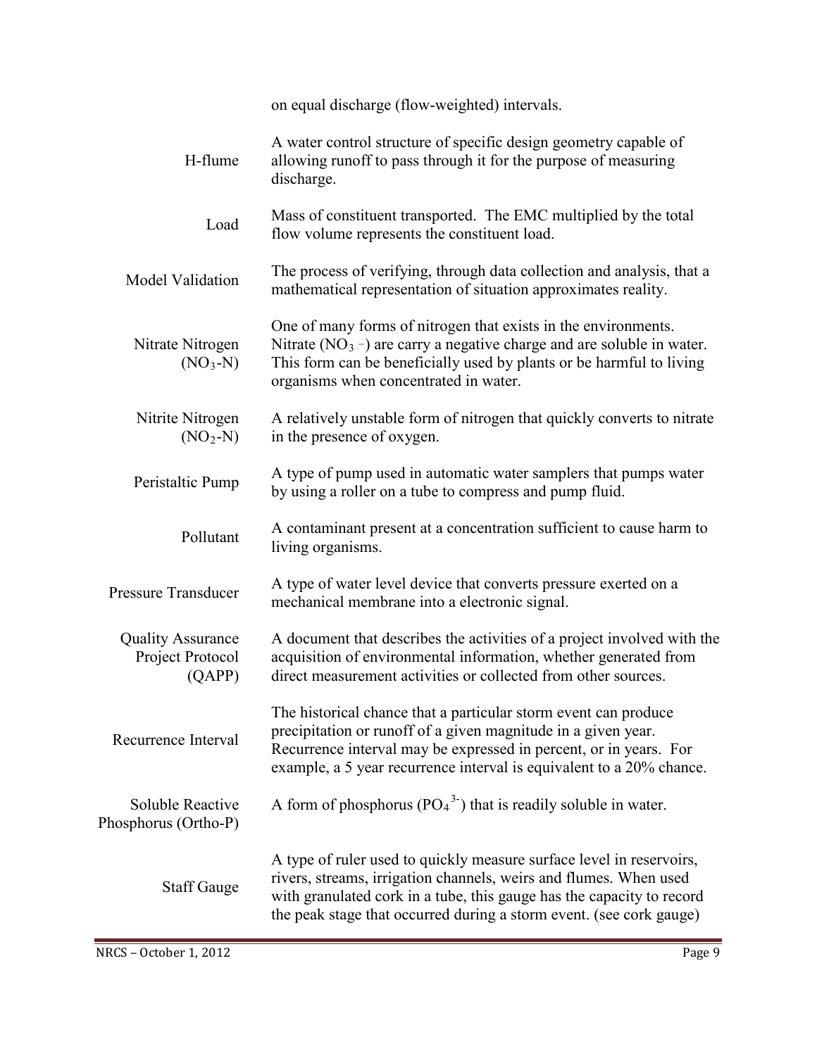on equal discharge (flow-weighted) intervals.

| | |
|---|---|
| H-flume | A water control structure of specific design geometry capable of allowing runoff to pass through it for the purpose of measuring discharge. |
| Load | Mass of constituent transported. The EMC multiplied by the total flow volume represents the constituent load. |
| Model Validation | The process of verifying, through data collection and analysis, that a mathematical representation of situation approximates reality. |
| Nitrate Nitrogen ($NO_3$-N) | One of many forms of nitrogen that exists in the environments. Nitrate ($NO_3^-$) are carry a negative charge and are soluble in water. This form can be beneficially used by plants or be harmful to living organisms when concentrated in water. |
| Nitrite Nitrogen ($NO_2$-N) | A relatively unstable form of nitrogen that quickly converts to nitrate in the presence of oxygen. |
| Peristaltic Pump | A type of pump used in automatic water samplers that pumps water by using a roller on a tube to compress and pump fluid. |
| Pollutant | A contaminant present at a concentration sufficient to cause harm to living organisms. |
| Pressure Transducer | A type of water level device that converts pressure exerted on a mechanical membrane into a electronic signal. |
| Quality Assurance Project Protocol (QAPP) | A document that describes the activities of a project involved with the acquisition of environmental information, whether generated from direct measurement activities or collected from other sources. |
| Recurrence Interval | The historical chance that a particular storm event can produce precipitation or runoff of a given magnitude in a given year. Recurrence interval may be expressed in percent, or in years. For example, a 5 year recurrence interval is equivalent to a 20% chance. |
| Soluble Reactive Phosphorus (Ortho-P) | A form of phosphorus ($PO_4^{3-}$) that is readily soluble in water. |
| Staff Gauge | A type of ruler used to quickly measure surface level in reservoirs, rivers, streams, irrigation channels, weirs and flumes. When used with granulated cork in a tube, this gauge has the capacity to record the peak stage that occurred during a storm event. (see cork gauge) |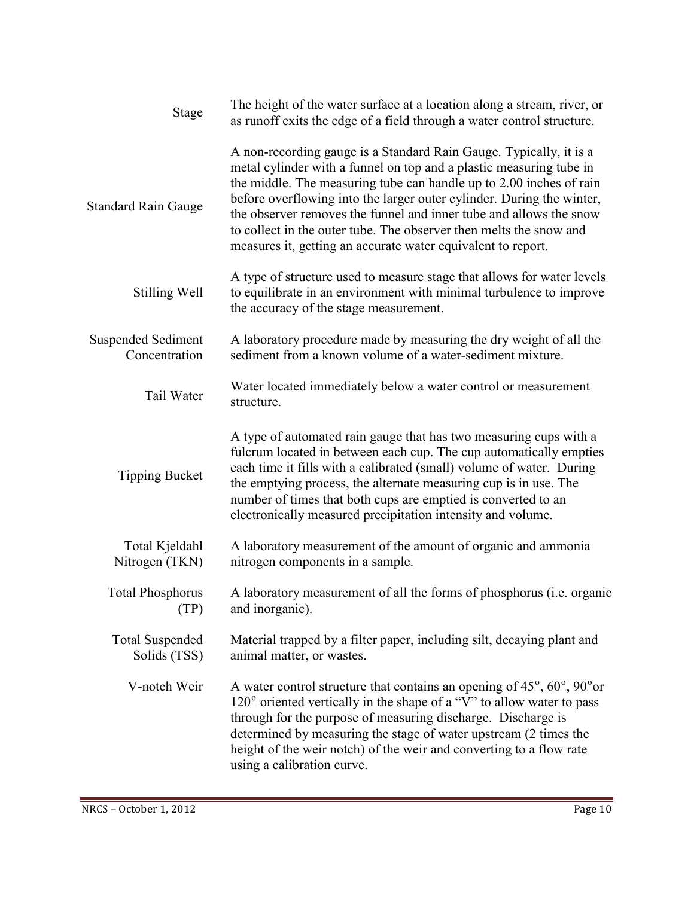| | |
|---|---|
| Stage | The height of the water surface at a location along a stream, river, or as runoff exits the edge of a field through a water control structure. |
| Standard Rain Gauge | A non-recording gauge is a Standard Rain Gauge. Typically, it is a metal cylinder with a funnel on top and a plastic measuring tube in the middle. The measuring tube can handle up to 2.00 inches of rain before overflowing into the larger outer cylinder. During the winter, the observer removes the funnel and inner tube and allows the snow to collect in the outer tube. The observer then melts the snow and measures it, getting an accurate water equivalent to report. |
| Stilling Well | A type of structure used to measure stage that allows for water levels to equilibrate in an environment with minimal turbulence to improve the accuracy of the stage measurement. |
| Suspended Sediment Concentration | A laboratory procedure made by measuring the dry weight of all the sediment from a known volume of a water-sediment mixture. |
| Tail Water | Water located immediately below a water control or measurement structure. |
| Tipping Bucket | A type of automated rain gauge that has two measuring cups with a fulcrum located in between each cup. The cup automatically empties each time it fills with a calibrated (small) volume of water. During the emptying process, the alternate measuring cup is in use. The number of times that both cups are emptied is converted to an electronically measured precipitation intensity and volume. |
| Total Kjeldahl Nitrogen (TKN) | A laboratory measurement of the amount of organic and ammonia nitrogen components in a sample. |
| Total Phosphorus (TP) | A laboratory measurement of all the forms of phosphorus (i.e. organic and inorganic). |
| Total Suspended Solids (TSS) | Material trapped by a filter paper, including silt, decaying plant and animal matter, or wastes. |
| V-notch Weir | A water control structure that contains an opening of $45^{o}$, $60^{o}$, $90^{o}$or $120^{o}$ oriented vertically in the shape of a "V" to allow water to pass through for the purpose of measuring discharge. Discharge is determined by measuring the stage of water upstream (2 times the height of the weir notch) of the weir and converting to a flow rate using a calibration curve. |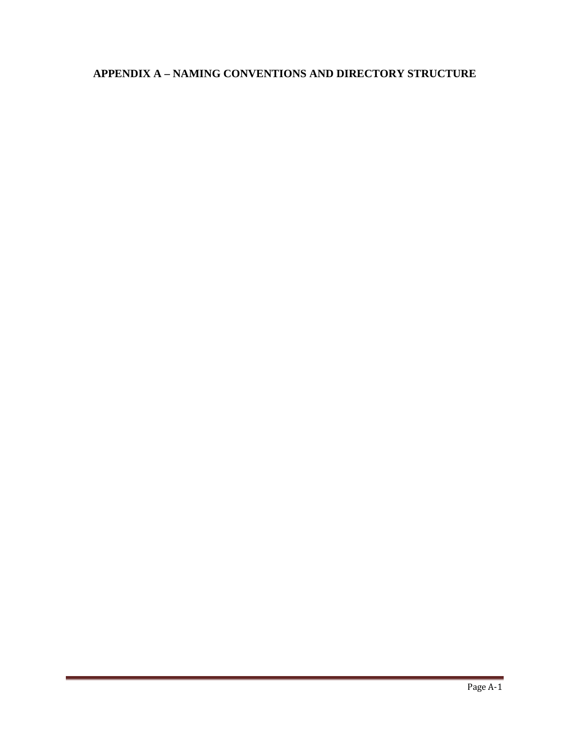# APPENDIX A – NAMING CONVENTIONS AND DIRECTORY STRUCTURE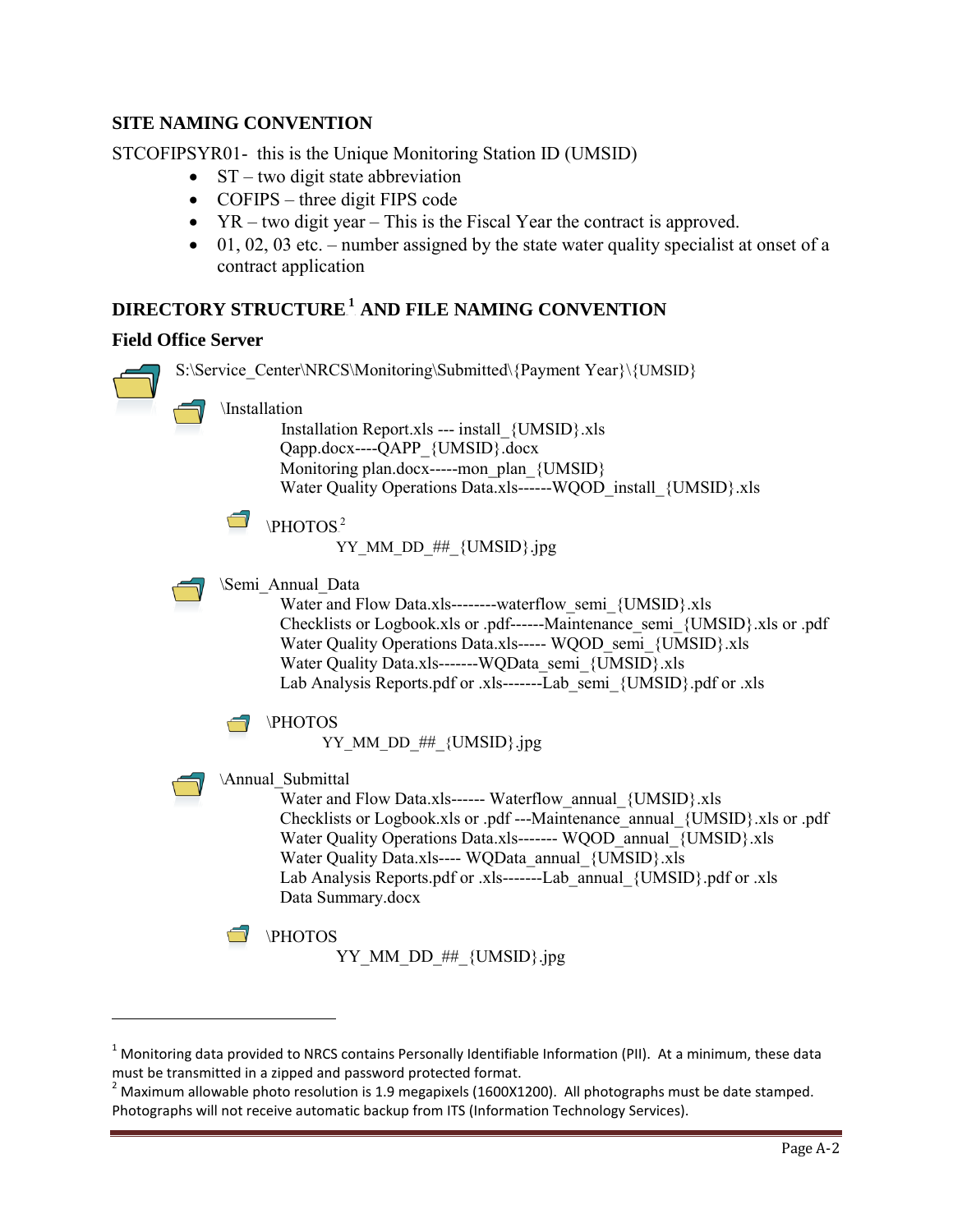## SITE NAMING CONVENTION

STCOFIPSYR01- this is the Unique Monitoring Station ID (UMSID)

- ST – two digit state abbreviation
- COFIPS – three digit FIPS code
- YR – two digit year – This is the Fiscal Year the contract is approved.
- 01, 02, 03 etc. – number assigned by the state water quality specialist at onset of a contract application

## DIRECTORY STRUCTURE[1] AND FILE NAMING CONVENTION

### Field Office Server

S:\Service_Center\NRCS\Monitoring\Submitted\{Payment Year}\{UMSID}

\Installation

Installation Report.xls --- install_{UMSID}.xls
Qapp.docx----QAPP_{UMSID}.docx
Monitoring plan.docx-----mon_plan_{UMSID}
Water Quality Operations Data.xls------WQOD_install_{UMSID}.xls

\PHOTOS[2]

YY_MM_DD_##_{UMSID}.jpg

\Semi_Annual_Data

Water and Flow Data.xls--------waterflow_semi_{UMSID}.xls
Checklists or Logbook.xls or .pdf------Maintenance_semi_{UMSID}.xls or .pdf
Water Quality Operations Data.xls----- WQOD_semi_{UMSID}.xls
Water Quality Data.xls-------WQData_semi_{UMSID}.xls
Lab Analysis Reports.pdf or .xls-------Lab_semi_{UMSID}.pdf or .xls

\PHOTOS

YY_MM_DD_##_{UMSID}.jpg

\Annual_Submittal

Water and Flow Data.xls------ Waterflow_annual_{UMSID}.xls
Checklists or Logbook.xls or .pdf ---Maintenance_annual_{UMSID}.xls or .pdf
Water Quality Operations Data.xls------- WQOD_annual_{UMSID}.xls
Water Quality Data.xls---- WQData_annual_{UMSID}.xls
Lab Analysis Reports.pdf or .xls-------Lab_annual_{UMSID}.pdf or .xls
Data Summary.docx

\PHOTOS

YY_MM_DD_##_{UMSID}.jpg

---

[1] Monitoring data provided to NRCS contains Personally Identifiable Information (PII). At a minimum, these data must be transmitted in a zipped and password protected format.

[2] Maximum allowable photo resolution is 1.9 megapixels (1600X1200). All photographs must be date stamped. Photographs will not receive automatic backup from ITS (Information Technology Services).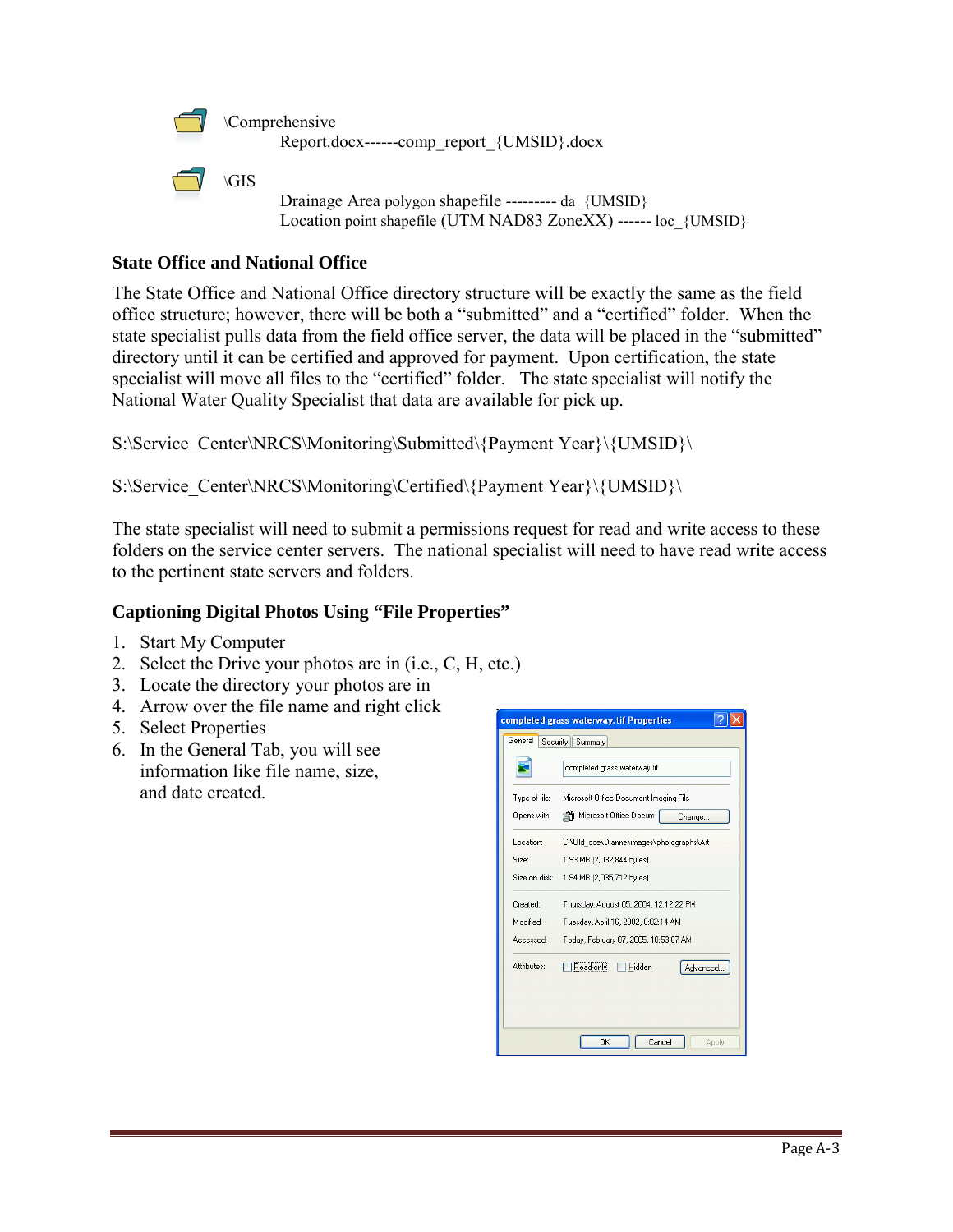\Comprehensive

Report.docx------comp_report_{UMSID}.docx

\GIS

Drainage Area polygon shapefile --------- da_{UMSID}
Location point shapefile (UTM NAD83 ZoneXX) ------ loc_{UMSID}

### State Office and National Office

The State Office and National Office directory structure will be exactly the same as the field office structure; however, there will be both a "submitted" and a "certified" folder. When the state specialist pulls data from the field office server, the data will be placed in the "submitted" directory until it can be certified and approved for payment. Upon certification, the state specialist will move all files to the "certified" folder. The state specialist will notify the National Water Quality Specialist that data are available for pick up.

S:\Service_Center\NRCS\Monitoring\Submitted\{Payment Year}\{UMSID}\

S:\Service_Center\NRCS\Monitoring\Certified\{Payment Year}\{UMSID}\

The state specialist will need to submit a permissions request for read and write access to these folders on the service center servers. The national specialist will need to have read write access to the pertinent state servers and folders.

### Captioning Digital Photos Using "File Properties"

1. Start My Computer
2. Select the Drive your photos are in (i.e., C, H, etc.)
3. Locate the directory your photos are in
4. Arrow over the file name and right click
5. Select Properties
6. In the General Tab, you will see information like file name, size, and date created.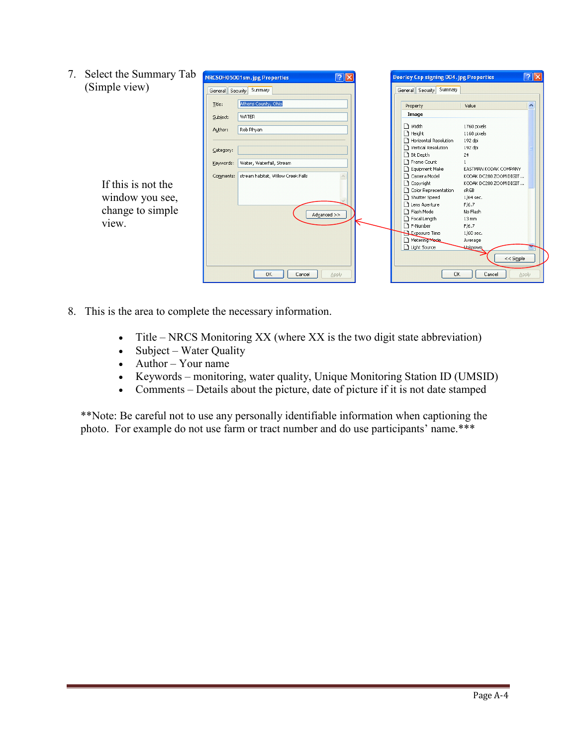7. Select the Summary Tab (Simple view)

If this is not the window you see, change to simple view.

8. This is the area to complete the necessary information.

- Title – NRCS Monitoring XX (where XX is the two digit state abbreviation)
- Subject – Water Quality
- Author – Your name
- Keywords – monitoring, water quality, Unique Monitoring Station ID (UMSID)
- Comments – Details about the picture, date of picture if it is not date stamped

**Note: Be careful not to use any personally identifiable information when captioning the photo. For example do not use farm or tract number and do use participants' name.***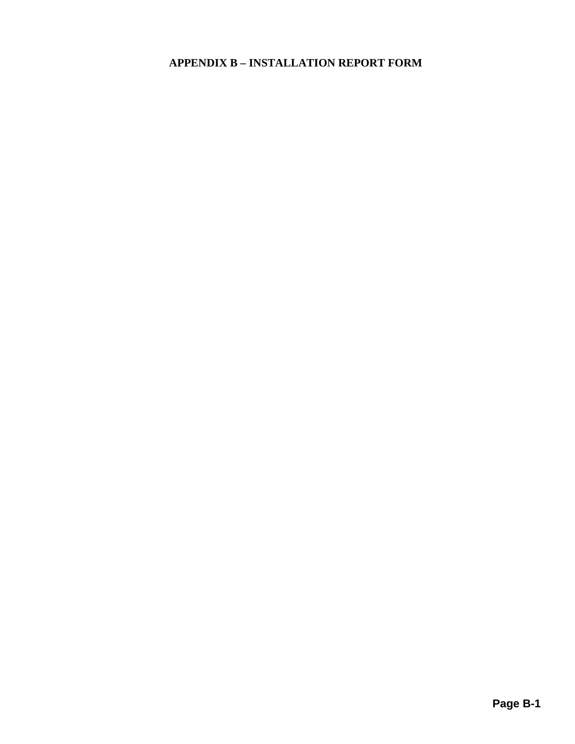# APPENDIX B – INSTALLATION REPORT FORM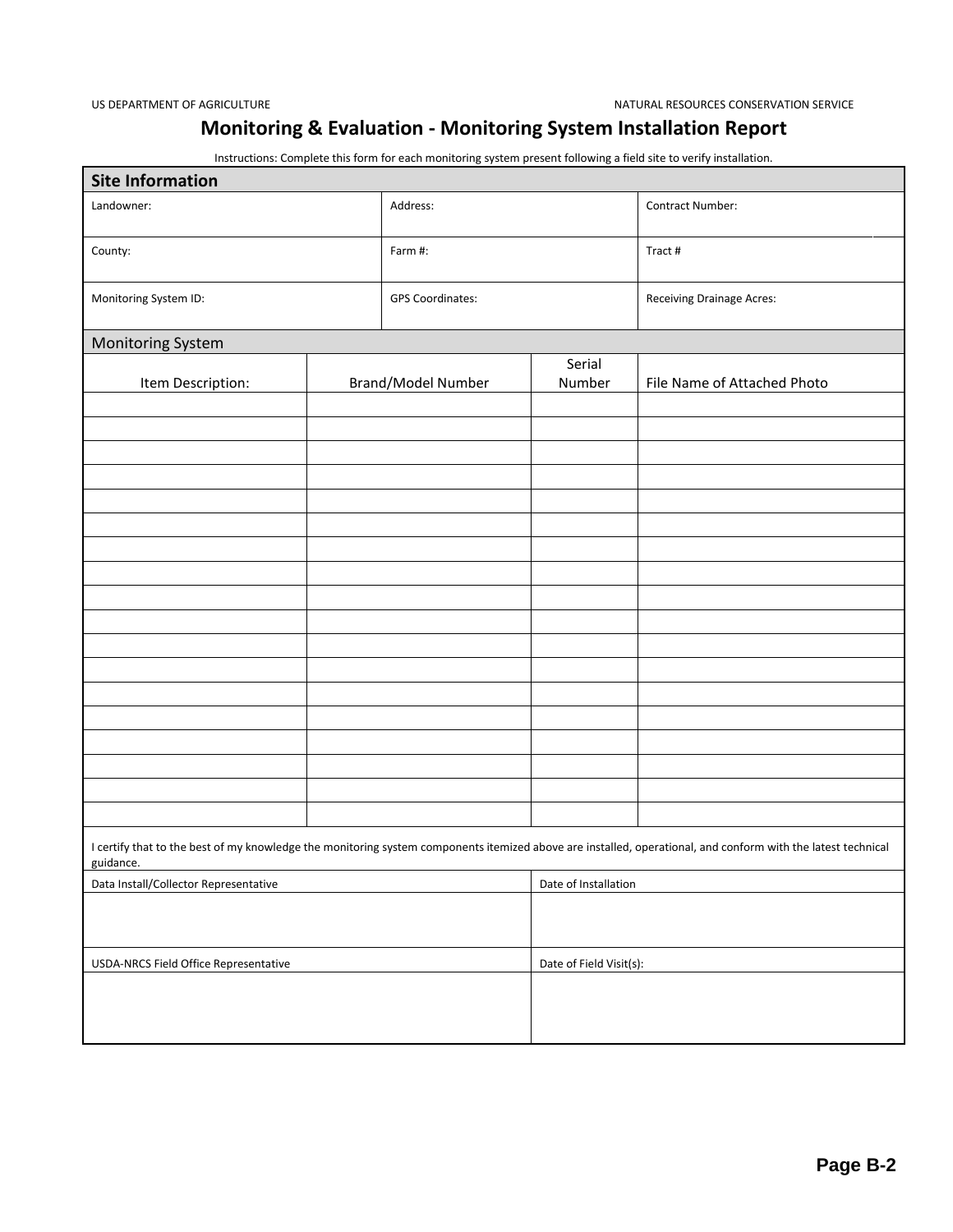US DEPARTMENT OF AGRICULTURE NATURAL RESOURCES CONSERVATION SERVICE

# Monitoring & Evaluation - Monitoring System Installation Report

Instructions: Complete this form for each monitoring system present following a field site to verify installation.

## Site Information

| | | |
|---|---|---|
| Landowner: | Address: | Contract Number: |
| County: | Farm #: | Tract # |
| Monitoring System ID: | GPS Coordinates: | Receiving Drainage Acres: |

## Monitoring System

| Item Description: | Brand/Model Number | Serial Number | File Name of Attached Photo |
|---|---|---|---|
| | | | |
| | | | |
| | | | |
| | | | |
| | | | |
| | | | |
| | | | |
| | | | |
| | | | |
| | | | |
| | | | |
| | | | |
| | | | |
| | | | |
| | | | |
| | | | |
| | | | |
| | | | |

I certify that to the best of my knowledge the monitoring system components itemized above are installed, operational, and conform with the latest technical guidance.

| | |
|---|---|
| Data Install/Collector Representative | Date of Installation |
| | |
| USDA-NRCS Field Office Representative | Date of Field Visit(s): |
| | |